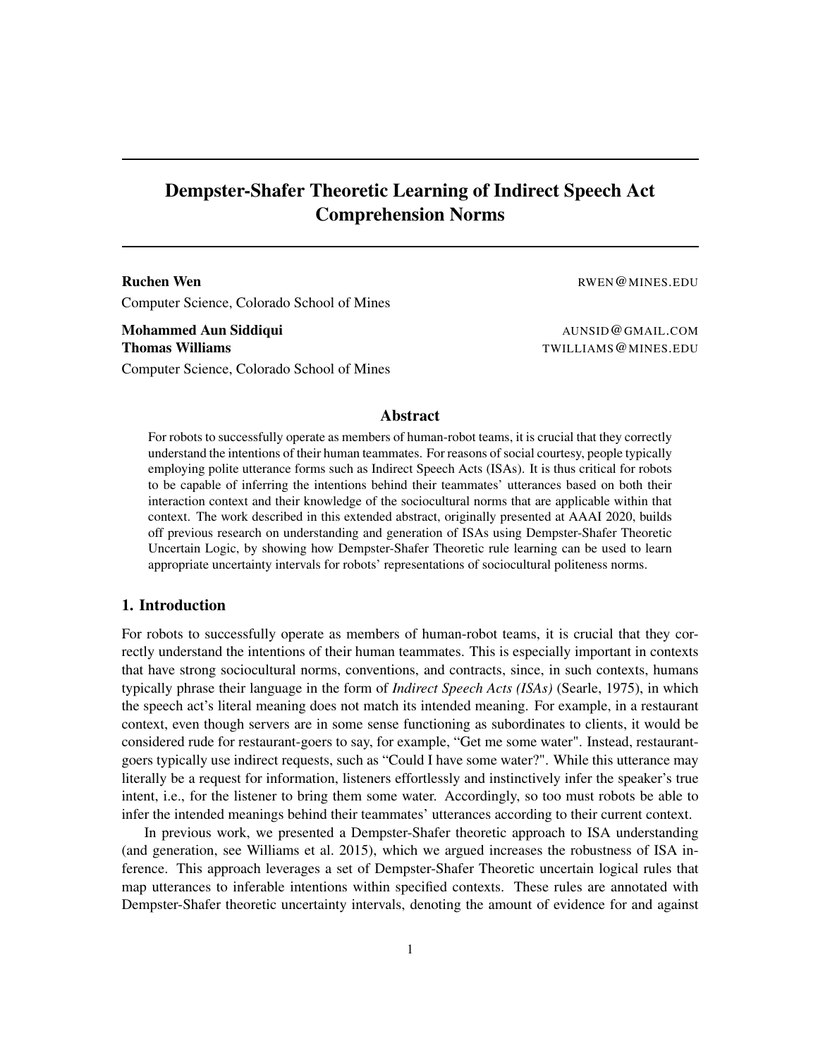# Dempster-Shafer Theoretic Learning of Indirect Speech Act Comprehension Norms

**Ruchen Wen** RWEN@MINES.EDU
Computer Science, Colorado School of Mines

**Mohammed Aun Siddiqui** AUNSID@GMAIL.COM
**Thomas Williams** TWILLIAMS@MINES.EDU
Computer Science, Colorado School of Mines

## Abstract

For robots to successfully operate as members of human-robot teams, it is crucial that they correctly understand the intentions of their human teammates. For reasons of social courtesy, people typically employing polite utterance forms such as Indirect Speech Acts (ISAs). It is thus critical for robots to be capable of inferring the intentions behind their teammates' utterances based on both their interaction context and their knowledge of the sociocultural norms that are applicable within that context. The work described in this extended abstract, originally presented at AAAI 2020, builds off previous research on understanding and generation of ISAs using Dempster-Shafer Theoretic Uncertain Logic, by showing how Dempster-Shafer Theoretic rule learning can be used to learn appropriate uncertainty intervals for robots' representations of sociocultural politeness norms.

## 1. Introduction

For robots to successfully operate as members of human-robot teams, it is crucial that they correctly understand the intentions of their human teammates. This is especially important in contexts that have strong sociocultural norms, conventions, and contracts, since, in such contexts, humans typically phrase their language in the form of *Indirect Speech Acts (ISAs)* (Searle, 1975), in which the speech act's literal meaning does not match its intended meaning. For example, in a restaurant context, even though servers are in some sense functioning as subordinates to clients, it would be considered rude for restaurant-goers to say, for example, "Get me some water". Instead, restaurant-goers typically use indirect requests, such as "Could I have some water?". While this utterance may literally be a request for information, listeners effortlessly and instinctively infer the speaker's true intent, i.e., for the listener to bring them some water. Accordingly, so too must robots be able to infer the intended meanings behind their teammates' utterances according to their current context.

In previous work, we presented a Dempster-Shafer theoretic approach to ISA understanding (and generation, see Williams et al. 2015), which we argued increases the robustness of ISA inference. This approach leverages a set of Dempster-Shafer Theoretic uncertain logical rules that map utterances to inferable intentions within specified contexts. These rules are annotated with Dempster-Shafer theoretic uncertainty intervals, denoting the amount of evidence for and against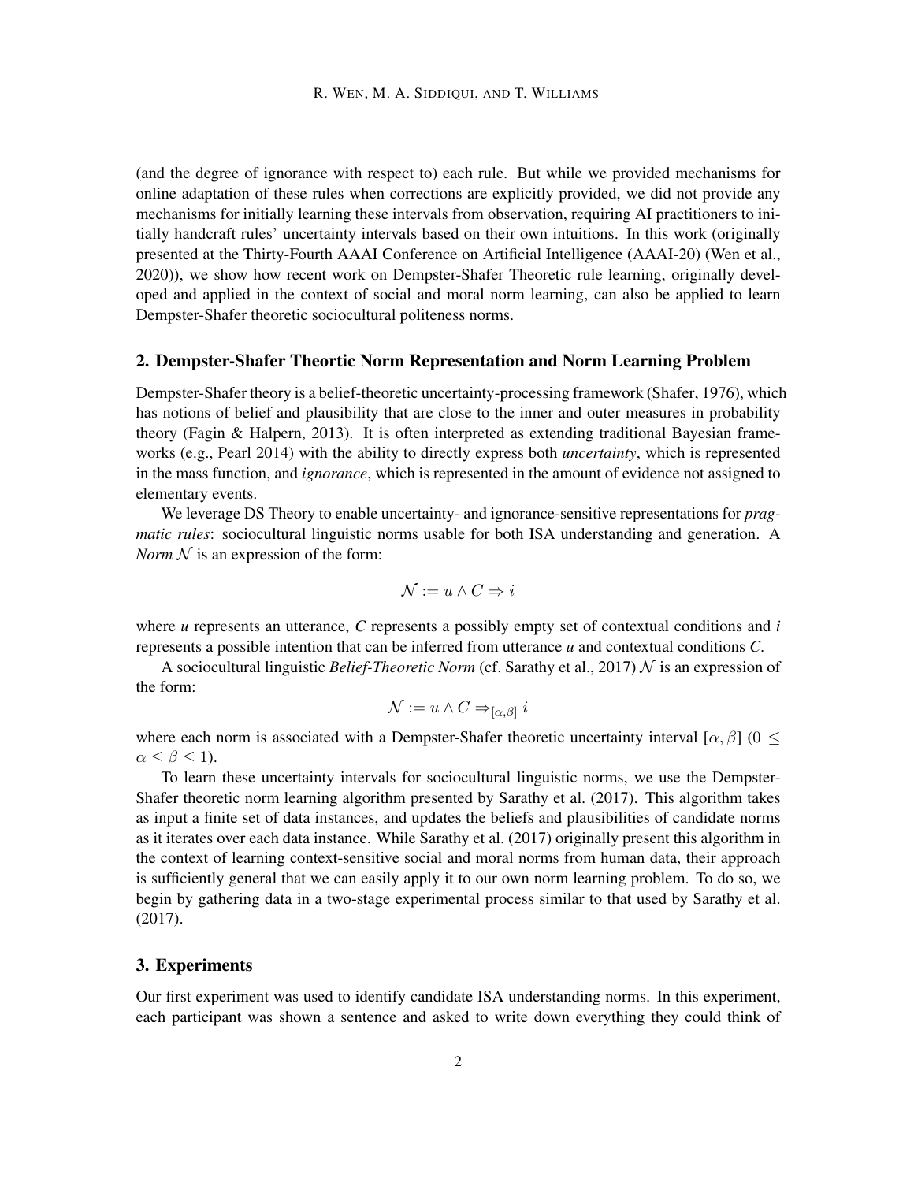(and the degree of ignorance with respect to) each rule. But while we provided mechanisms for online adaptation of these rules when corrections are explicitly provided, we did not provide any mechanisms for initially learning these intervals from observation, requiring AI practitioners to initially handcraft rules' uncertainty intervals based on their own intuitions. In this work (originally presented at the Thirty-Fourth AAAI Conference on Artificial Intelligence (AAAI-20) (Wen et al., 2020)), we show how recent work on Dempster-Shafer Theoretic rule learning, originally developed and applied in the context of social and moral norm learning, can also be applied to learn Dempster-Shafer theoretic sociocultural politeness norms.

## 2. Dempster-Shafer Theortic Norm Representation and Norm Learning Problem

Dempster-Shafer theory is a belief-theoretic uncertainty-processing framework (Shafer, 1976), which has notions of belief and plausibility that are close to the inner and outer measures in probability theory (Fagin & Halpern, 2013). It is often interpreted as extending traditional Bayesian frameworks (e.g., Pearl 2014) with the ability to directly express both *uncertainty*, which is represented in the mass function, and *ignorance*, which is represented in the amount of evidence not assigned to elementary events.

We leverage DS Theory to enable uncertainty- and ignorance-sensitive representations for *pragmatic rules*: sociocultural linguistic norms usable for both ISA understanding and generation. A *Norm* $\mathcal{N}$ is an expression of the form:

$$\mathcal{N} := u \wedge C \Rightarrow i$$

where *u* represents an utterance, *C* represents a possibly empty set of contextual conditions and *i* represents a possible intention that can be inferred from utterance *u* and contextual conditions *C*.

A sociocultural linguistic *Belief-Theoretic Norm* (cf. Sarathy et al., 2017) $\mathcal{N}$ is an expression of the form:

$$\mathcal{N} := u \wedge C \Rightarrow_{[\alpha,\beta]} i$$

where each norm is associated with a Dempster-Shafer theoretic uncertainty interval $[\alpha, \beta]$ ($0 \leq \alpha \leq \beta \leq 1$).

To learn these uncertainty intervals for sociocultural linguistic norms, we use the Dempster-Shafer theoretic norm learning algorithm presented by Sarathy et al. (2017). This algorithm takes as input a finite set of data instances, and updates the beliefs and plausibilities of candidate norms as it iterates over each data instance. While Sarathy et al. (2017) originally present this algorithm in the context of learning context-sensitive social and moral norms from human data, their approach is sufficiently general that we can easily apply it to our own norm learning problem. To do so, we begin by gathering data in a two-stage experimental process similar to that used by Sarathy et al. (2017).

## 3. Experiments

Our first experiment was used to identify candidate ISA understanding norms. In this experiment, each participant was shown a sentence and asked to write down everything they could think of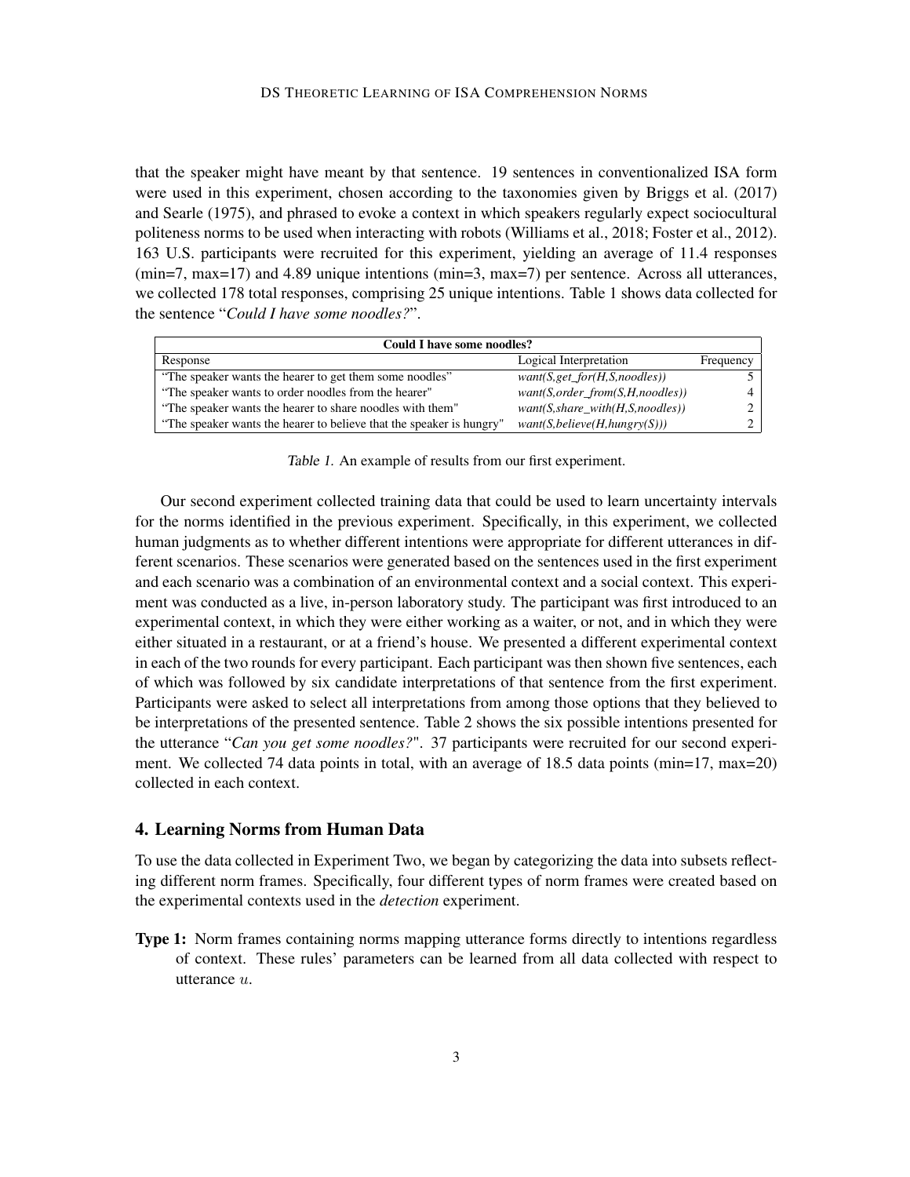that the speaker might have meant by that sentence. 19 sentences in conventionalized ISA form were used in this experiment, chosen according to the taxonomies given by Briggs et al. (2017) and Searle (1975), and phrased to evoke a context in which speakers regularly expect sociocultural politeness norms to be used when interacting with robots (Williams et al., 2018; Foster et al., 2012). 163 U.S. participants were recruited for this experiment, yielding an average of 11.4 responses (min=7, max=17) and 4.89 unique intentions (min=3, max=7) per sentence. Across all utterances, we collected 178 total responses, comprising 25 unique intentions. Table 1 shows data collected for the sentence "*Could I have some noodles?*".

| **Could I have some noodles?** | | |
|---|---|---|
| Response | Logical Interpretation | Frequency |
| "The speaker wants the hearer to get them some noodles" | *want(S,get_for(H,S,noodles))* | 5 |
| "The speaker wants to order noodles from the hearer" | *want(S,order_from(S,H,noodles))* | 4 |
| "The speaker wants the hearer to share noodles with them" | *want(S,share_with(H,S,noodles))* | 2 |
| "The speaker wants the hearer to believe that the speaker is hungry" | *want(S,believe(H,hungry(S)))* | 2 |

*Table 1.* An example of results from our first experiment.

Our second experiment collected training data that could be used to learn uncertainty intervals for the norms identified in the previous experiment. Specifically, in this experiment, we collected human judgments as to whether different intentions were appropriate for different utterances in different scenarios. These scenarios were generated based on the sentences used in the first experiment and each scenario was a combination of an environmental context and a social context. This experiment was conducted as a live, in-person laboratory study. The participant was first introduced to an experimental context, in which they were either working as a waiter, or not, and in which they were either situated in a restaurant, or at a friend's house. We presented a different experimental context in each of the two rounds for every participant. Each participant was then shown five sentences, each of which was followed by six candidate interpretations of that sentence from the first experiment. Participants were asked to select all interpretations from among those options that they believed to be interpretations of the presented sentence. Table 2 shows the six possible intentions presented for the utterance "*Can you get some noodles?*". 37 participants were recruited for our second experiment. We collected 74 data points in total, with an average of 18.5 data points (min=17, max=20) collected in each context.

## 4. Learning Norms from Human Data

To use the data collected in Experiment Two, we began by categorizing the data into subsets reflecting different norm frames. Specifically, four different types of norm frames were created based on the experimental contexts used in the *detection* experiment.

**Type 1:** Norm frames containing norms mapping utterance forms directly to intentions regardless of context. These rules' parameters can be learned from all data collected with respect to utterance $u$.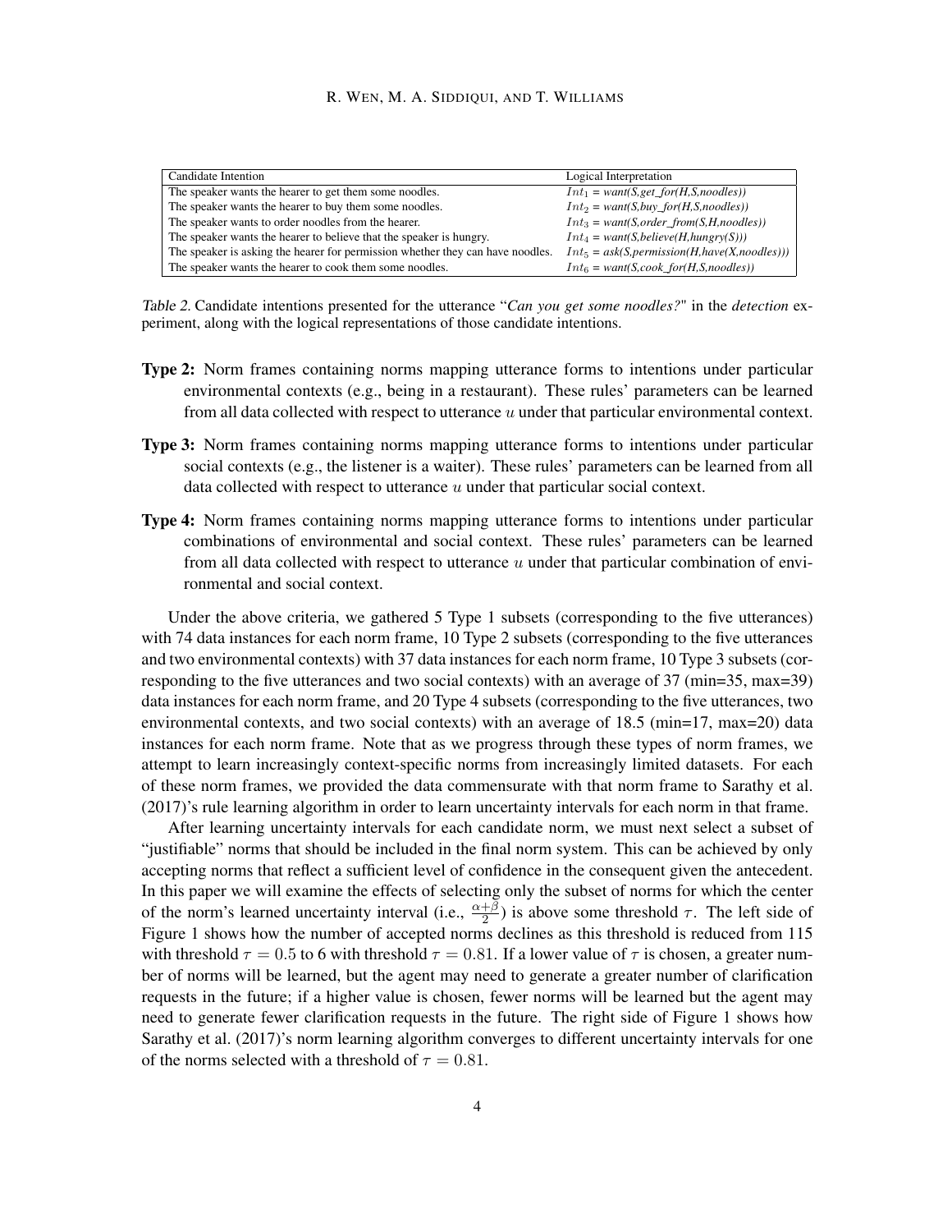| Candidate Intention | Logical Interpretation |
|---|---|
| The speaker wants the hearer to get them some noodles. | $Int_1$ = *want(S,get_for(H,S,noodles))* |
| The speaker wants the hearer to buy them some noodles. | $Int_2$ = *want(S,buy_for(H,S,noodles))* |
| The speaker wants to order noodles from the hearer. | $Int_3$ = *want(S,order_from(S,H,noodles))* |
| The speaker wants the hearer to believe that the speaker is hungry. | $Int_4$ = *want(S,believe(H,hungry(S)))* |
| The speaker is asking the hearer for permission whether they can have noodles. | $Int_5$ = *ask(S,permission(H,have(X,noodles)))* |
| The speaker wants the hearer to cook them some noodles. | $Int_6$ = *want(S,cook_for(H,S,noodles))* |

*Table 2.* Candidate intentions presented for the utterance "*Can you get some noodles?*" in the *detection* experiment, along with the logical representations of those candidate intentions.

**Type 2:** Norm frames containing norms mapping utterance forms to intentions under particular environmental contexts (e.g., being in a restaurant). These rules' parameters can be learned from all data collected with respect to utterance $u$ under that particular environmental context.

**Type 3:** Norm frames containing norms mapping utterance forms to intentions under particular social contexts (e.g., the listener is a waiter). These rules' parameters can be learned from all data collected with respect to utterance $u$ under that particular social context.

**Type 4:** Norm frames containing norms mapping utterance forms to intentions under particular combinations of environmental and social context. These rules' parameters can be learned from all data collected with respect to utterance $u$ under that particular combination of environmental and social context.

Under the above criteria, we gathered 5 Type 1 subsets (corresponding to the five utterances) with 74 data instances for each norm frame, 10 Type 2 subsets (corresponding to the five utterances and two environmental contexts) with 37 data instances for each norm frame, 10 Type 3 subsets (corresponding to the five utterances and two social contexts) with an average of 37 (min=35, max=39) data instances for each norm frame, and 20 Type 4 subsets (corresponding to the five utterances, two environmental contexts, and two social contexts) with an average of 18.5 (min=17, max=20) data instances for each norm frame. Note that as we progress through these types of norm frames, we attempt to learn increasingly context-specific norms from increasingly limited datasets. For each of these norm frames, we provided the data commensurate with that norm frame to Sarathy et al. (2017)'s rule learning algorithm in order to learn uncertainty intervals for each norm in that frame.

After learning uncertainty intervals for each candidate norm, we must next select a subset of "justifiable" norms that should be included in the final norm system. This can be achieved by only accepting norms that reflect a sufficient level of confidence in the consequent given the antecedent. In this paper we will examine the effects of selecting only the subset of norms for which the center of the norm's learned uncertainty interval (i.e., $\frac{\alpha+\beta}{2}$) is above some threshold $\tau$. The left side of Figure 1 shows how the number of accepted norms declines as this threshold is reduced from 115 with threshold $\tau = 0.5$ to 6 with threshold $\tau = 0.81$. If a lower value of $\tau$ is chosen, a greater number of norms will be learned, but the agent may need to generate a greater number of clarification requests in the future; if a higher value is chosen, fewer norms will be learned but the agent may need to generate fewer clarification requests in the future. The right side of Figure 1 shows how Sarathy et al. (2017)'s norm learning algorithm converges to different uncertainty intervals for one of the norms selected with a threshold of $\tau = 0.81$.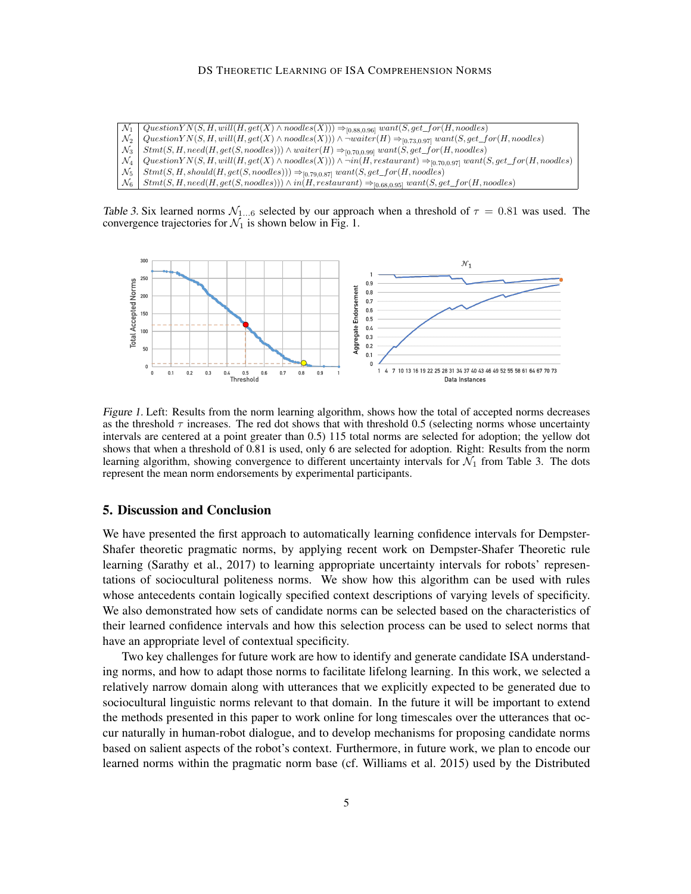| | |
|---|---|
| $\mathcal{N}_1$ | $QuestionYN(S, H, will(H, get(X) \wedge noodles(X))) \Rightarrow_{[0.88,0.96]} want(S, get\_for(H, noodles)$ |
| $\mathcal{N}_2$ | $QuestionYN(S, H, will(H, get(X) \wedge noodles(X))) \wedge \neg waiter(H) \Rightarrow_{[0.73,0.97]} want(S, get\_for(H, noodles)$ |
| $\mathcal{N}_3$ | $Stmt(S, H, need(H, get(S, noodles))) \wedge waiter(H) \Rightarrow_{[0.70,0.99]} want(S, get\_for(H, noodles)$ |
| $\mathcal{N}_4$ | $QuestionYN(S, H, will(H, get(X) \wedge noodles(X))) \wedge \neg in(H, restaurant) \Rightarrow_{[0.70,0.97]} want(S, get\_for(H, noodles)$ |
| $\mathcal{N}_5$ | $Stmt(S, H, should(H, get(S, noodles))) \Rightarrow_{[0.79,0.87]} want(S, get\_for(H, noodles)$ |
| $\mathcal{N}_6$ | $Stmt(S, H, need(H, get(S, noodles))) \wedge in(H, restaurant) \Rightarrow_{[0.68,0.95]} want(S, get\_for(H, noodles)$ |

*Table 3.* Six learned norms $\mathcal{N}_{1...6}$ selected by our approach when a threshold of $\tau = 0.81$ was used. The convergence trajectories for $\mathcal{N}_1$ is shown below in Fig. 1.

*Figure 1.* Left: Results from the norm learning algorithm, shows how the total of accepted norms decreases as the threshold $\tau$ increases. The red dot shows that with threshold 0.5 (selecting norms whose uncertainty intervals are centered at a point greater than 0.5) 115 total norms are selected for adoption; the yellow dot shows that when a threshold of 0.81 is used, only 6 are selected for adoption. Right: Results from the norm learning algorithm, showing convergence to different uncertainty intervals for $\mathcal{N}_1$ from Table 3. The dots represent the mean norm endorsements by experimental participants.

## 5. Discussion and Conclusion

We have presented the first approach to automatically learning confidence intervals for Dempster-Shafer theoretic pragmatic norms, by applying recent work on Dempster-Shafer Theoretic rule learning (Sarathy et al., 2017) to learning appropriate uncertainty intervals for robots' representations of sociocultural politeness norms. We show how this algorithm can be used with rules whose antecedents contain logically specified context descriptions of varying levels of specificity. We also demonstrated how sets of candidate norms can be selected based on the characteristics of their learned confidence intervals and how this selection process can be used to select norms that have an appropriate level of contextual specificity.

Two key challenges for future work are how to identify and generate candidate ISA understanding norms, and how to adapt those norms to facilitate lifelong learning. In this work, we selected a relatively narrow domain along with utterances that we explicitly expected to be generated due to sociocultural linguistic norms relevant to that domain. In the future it will be important to extend the methods presented in this paper to work online for long timescales over the utterances that occur naturally in human-robot dialogue, and to develop mechanisms for proposing candidate norms based on salient aspects of the robot's context. Furthermore, in future work, we plan to encode our learned norms within the pragmatic norm base (cf. Williams et al. 2015) used by the Distributed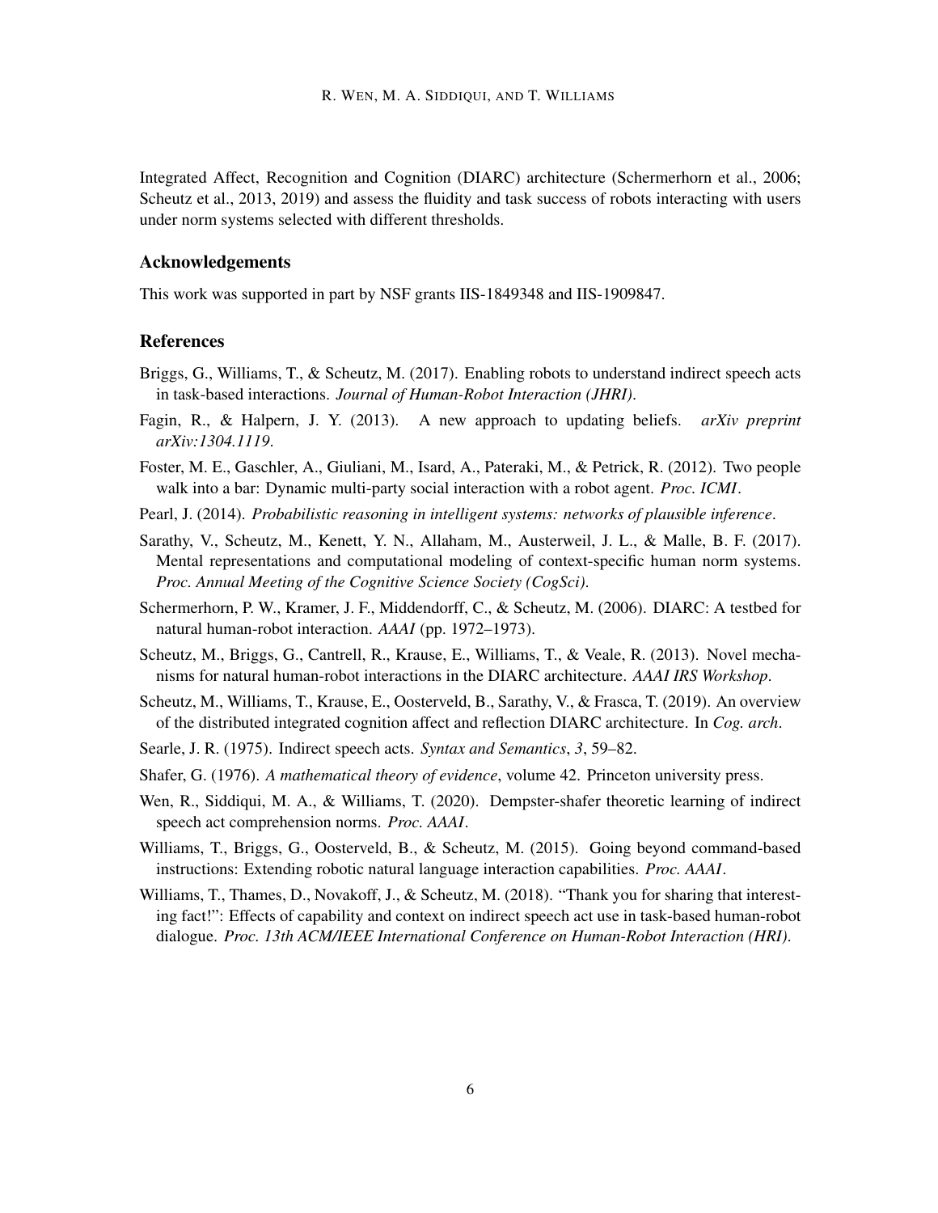Integrated Affect, Recognition and Cognition (DIARC) architecture (Schermerhorn et al., 2006; Scheutz et al., 2013, 2019) and assess the fluidity and task success of robots interacting with users under norm systems selected with different thresholds.

## Acknowledgements

This work was supported in part by NSF grants IIS-1849348 and IIS-1909847.

## References

Briggs, G., Williams, T., & Scheutz, M. (2017). Enabling robots to understand indirect speech acts in task-based interactions. *Journal of Human-Robot Interaction (JHRI)*.

Fagin, R., & Halpern, J. Y. (2013). A new approach to updating beliefs. *arXiv preprint arXiv:1304.1119*.

Foster, M. E., Gaschler, A., Giuliani, M., Isard, A., Pateraki, M., & Petrick, R. (2012). Two people walk into a bar: Dynamic multi-party social interaction with a robot agent. *Proc. ICMI*.

Pearl, J. (2014). *Probabilistic reasoning in intelligent systems: networks of plausible inference*.

Sarathy, V., Scheutz, M., Kenett, Y. N., Allaham, M., Austerweil, J. L., & Malle, B. F. (2017). Mental representations and computational modeling of context-specific human norm systems. *Proc. Annual Meeting of the Cognitive Science Society (CogSci)*.

Schermerhorn, P. W., Kramer, J. F., Middendorff, C., & Scheutz, M. (2006). DIARC: A testbed for natural human-robot interaction. *AAAI* (pp. 1972–1973).

Scheutz, M., Briggs, G., Cantrell, R., Krause, E., Williams, T., & Veale, R. (2013). Novel mechanisms for natural human-robot interactions in the DIARC architecture. *AAAI IRS Workshop*.

Scheutz, M., Williams, T., Krause, E., Oosterveld, B., Sarathy, V., & Frasca, T. (2019). An overview of the distributed integrated cognition affect and reflection DIARC architecture. In *Cog. arch*.

Searle, J. R. (1975). Indirect speech acts. *Syntax and Semantics*, *3*, 59–82.

Shafer, G. (1976). *A mathematical theory of evidence*, volume 42. Princeton university press.

Wen, R., Siddiqui, M. A., & Williams, T. (2020). Dempster-shafer theoretic learning of indirect speech act comprehension norms. *Proc. AAAI*.

Williams, T., Briggs, G., Oosterveld, B., & Scheutz, M. (2015). Going beyond command-based instructions: Extending robotic natural language interaction capabilities. *Proc. AAAI*.

Williams, T., Thames, D., Novakoff, J., & Scheutz, M. (2018). "Thank you for sharing that interesting fact!": Effects of capability and context on indirect speech act use in task-based human-robot dialogue. *Proc. 13th ACM/IEEE International Conference on Human-Robot Interaction (HRI)*.